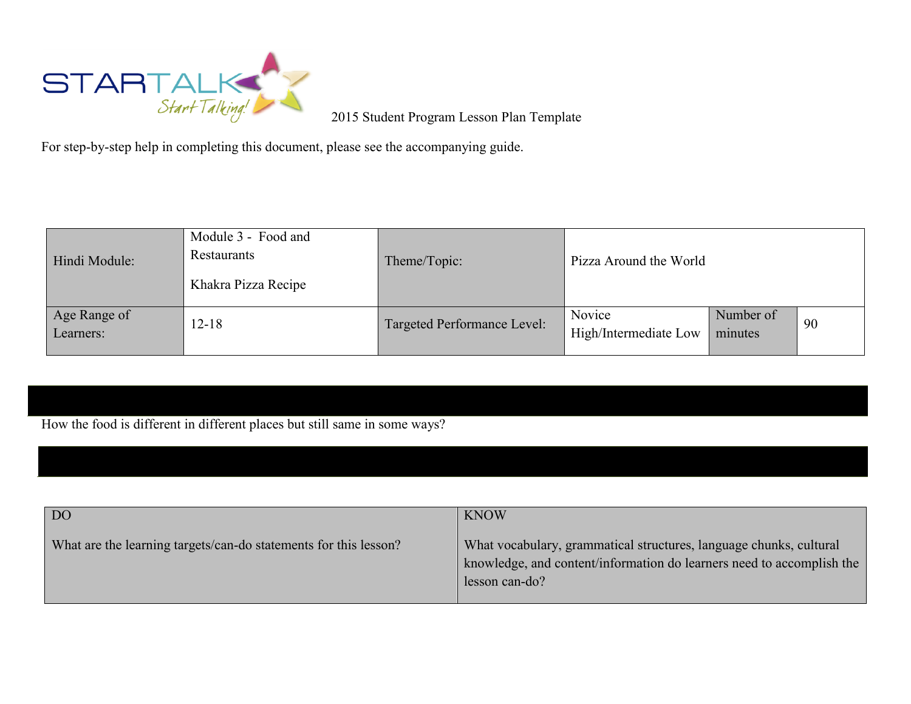STARTALK Start Talking! 2015 Student Program Lesson Plan Template

For step-by-step help in completing this document, please see the accompanying guide.

| Hindi Module: | Module 3 - Food and Restaurants<br><br>Khakra Pizza Recipe | Theme/Topic: | Pizza Around the World | | |
|---|---|---|---|---|---|
| Age Range of Learners: | 12-18 | Targeted Performance Level: | Novice High/Intermediate Low | Number of minutes | 90 |

How the food is different in different places but still same in some ways?

| DO<br><br>What are the learning targets/can-do statements for this lesson? | KNOW<br><br>What vocabulary, grammatical structures, language chunks, cultural knowledge, and content/information do learners need to accomplish the lesson can-do? |
|---|---|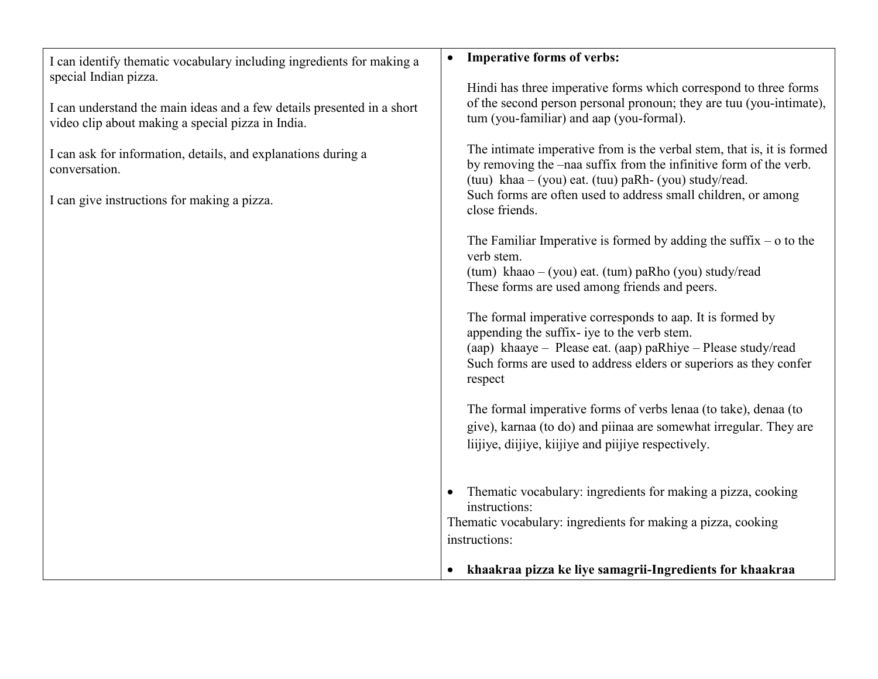| I can identify thematic vocabulary including ingredients for making a special Indian pizza.<br><br>I can understand the main ideas and a few details presented in a short video clip about making a special pizza in India.<br><br>I can ask for information, details, and explanations during a conversation.<br><br>I can give instructions for making a pizza. | • **Imperative forms of verbs:**<br><br>Hindi has three imperative forms which correspond to three forms of the second person personal pronoun; they are tuu (you-intimate), tum (you-familiar) and aap (you-formal).<br><br>The intimate imperative from is the verbal stem, that is, it is formed by removing the –naa suffix from the infinitive form of the verb.<br>(tuu) khaa – (you) eat. (tuu) paRh- (you) study/read.<br>Such forms are often used to address small children, or among close friends.<br><br>The Familiar Imperative is formed by adding the suffix – o to the verb stem.<br>(tum) khaao – (you) eat. (tum) paRho (you) study/read<br>These forms are used among friends and peers.<br><br>The formal imperative corresponds to aap. It is formed by appending the suffix- iye to the verb stem.<br>(aap) khaaye – Please eat. (aap) paRhiye – Please study/read<br>Such forms are used to address elders or superiors as they confer respect<br><br>The formal imperative forms of verbs lenaa (to take), denaa (to give), karnaa (to do) and piinaa are somewhat irregular. They are liijiye, diijiye, kiijiye and piijiye respectively.<br><br>• Thematic vocabulary: ingredients for making a pizza, cooking instructions:<br>Thematic vocabulary: ingredients for making a pizza, cooking instructions:<br><br>• **khaakraa pizza ke liye samagrii-Ingredients for khaakraa** |
|---|---|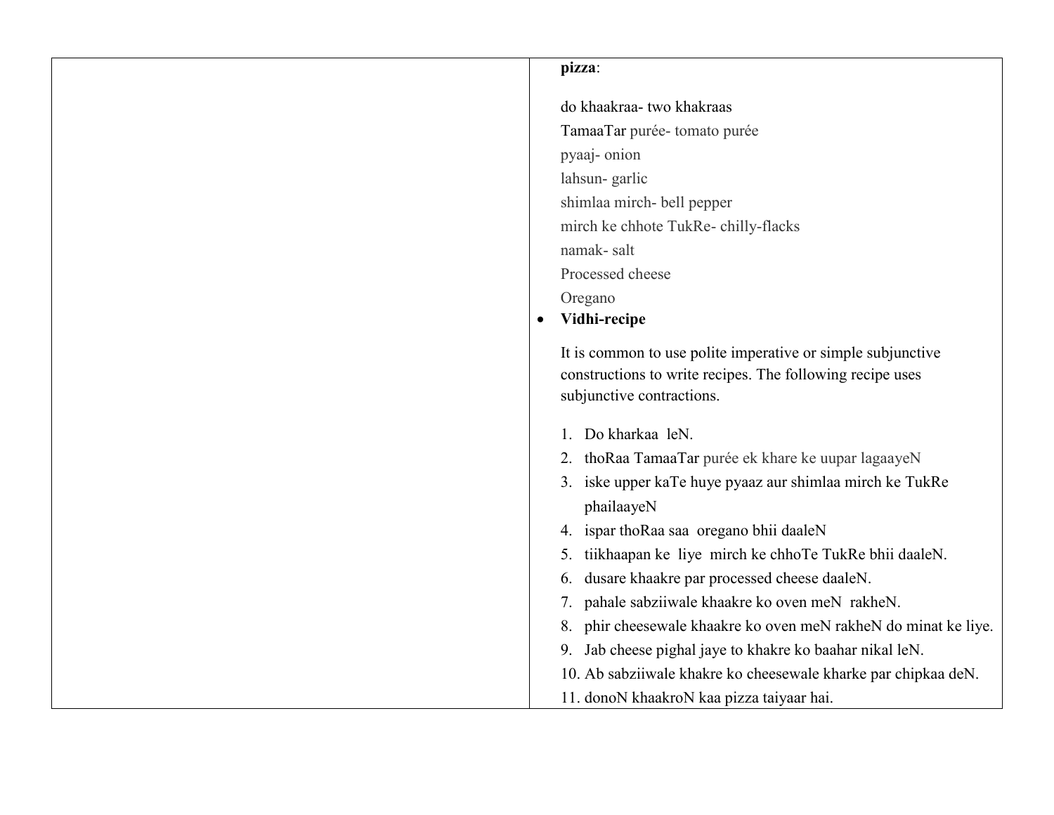**pizza**:

do khaakraa- two khakraas
TamaaTar purée- tomato purée
pyaaj- onion
lahsun- garlic
shimlaa mirch- bell pepper
mirch ke chhote TukRe- chilly-flacks
namak- salt
Processed cheese
Oregano

- **Vidhi-recipe**

It is common to use polite imperative or simple subjunctive constructions to write recipes. The following recipe uses subjunctive contractions.

1. Do kharkaa leN.
2. thoRaa TamaaTar purée ek khare ke uupar lagaayeN
3. iske upper kaTe huye pyaaz aur shimlaa mirch ke TukRe phailaayeN
4. ispar thoRaa saa oregano bhii daaleN
5. tiikhaapan ke liye mirch ke chhoTe TukRe bhii daaleN.
6. dusare khaakre par processed cheese daaleN.
7. pahale sabziiwale khaakre ko oven meN rakheN.
8. phir cheesewale khaakre ko oven meN rakheN do minat ke liye.
9. Jab cheese pighal jaye to khakre ko baahar nikal leN.
10. Ab sabziiwale khakre ko cheesewale kharke par chipkaa deN.
11. donoN khaakroN kaa pizza taiyaar hai.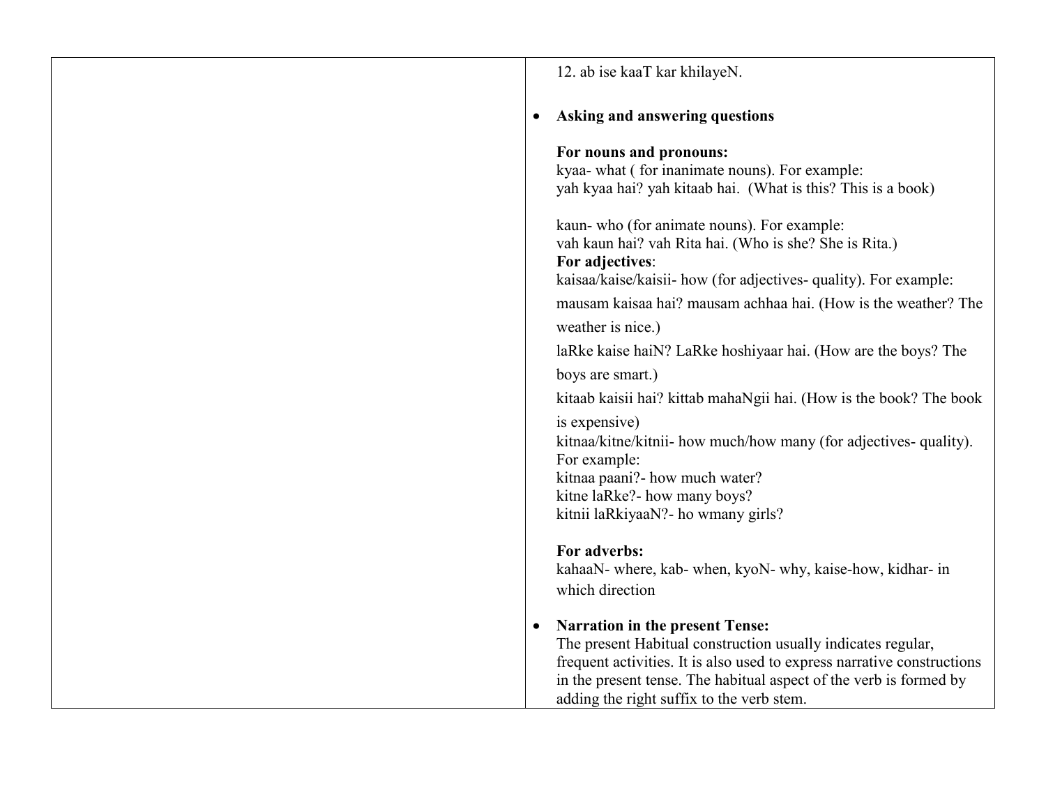12. ab ise kaaT kar khilayeN.

- **Asking and answering questions**

  **For nouns and pronouns:**
  kyaa- what ( for inanimate nouns). For example:
  yah kyaa hai? yah kitaab hai. (What is this? This is a book)

  kaun- who (for animate nouns). For example:
  vah kaun hai? vah Rita hai. (Who is she? She is Rita.)
  **For adjectives**:
  kaisaa/kaise/kaisii- how (for adjectives- quality). For example:
  mausam kaisaa hai? mausam achhaa hai. (How is the weather? The weather is nice.)
  laRke kaise haiN? LaRke hoshiyaar hai. (How are the boys? The boys are smart.)
  kitaab kaisii hai? kittab mahaNgii hai. (How is the book? The book is expensive)
  kitnaa/kitne/kitnii- how much/how many (for adjectives- quality). For example:
  kitnaa paani?- how much water?
  kitne laRke?- how many boys?
  kitnii laRkiyaaN?- ho wmany girls?

  **For adverbs:**
  kahaaN- where, kab- when, kyoN- why, kaise-how, kidhar- in which direction

- **Narration in the present Tense:**
  The present Habitual construction usually indicates regular, frequent activities. It is also used to express narrative constructions in the present tense. The habitual aspect of the verb is formed by adding the right suffix to the verb stem.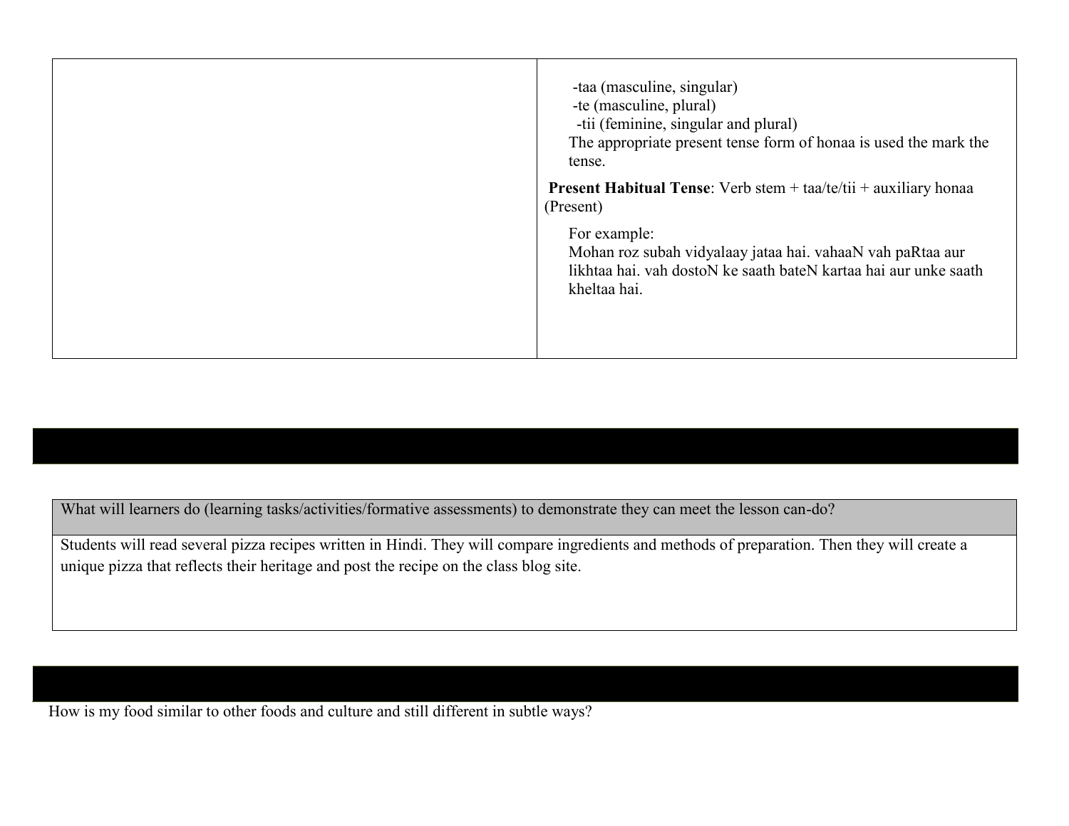|  | -taa (masculine, singular)<br>-te (masculine, plural)<br>-tii (feminine, singular and plural)<br>The appropriate present tense form of honaa is used the mark the tense.<br><br>**Present Habitual Tense**: Verb stem + taa/te/tii + auxiliary honaa (Present)<br><br>For example:<br>Mohan roz subah vidyalaay jataa hai. vahaaN vah paRtaa aur likhtaa hai. vah dostoN ke saath bateN kartaa hai aur unke saath kheltaa hai. |
|---|---|

| What will learners do (learning tasks/activities/formative assessments) to demonstrate they can meet the lesson can-do? |
|---|
| Students will read several pizza recipes written in Hindi. They will compare ingredients and methods of preparation. Then they will create a unique pizza that reflects their heritage and post the recipe on the class blog site. |

How is my food similar to other foods and culture and still different in subtle ways?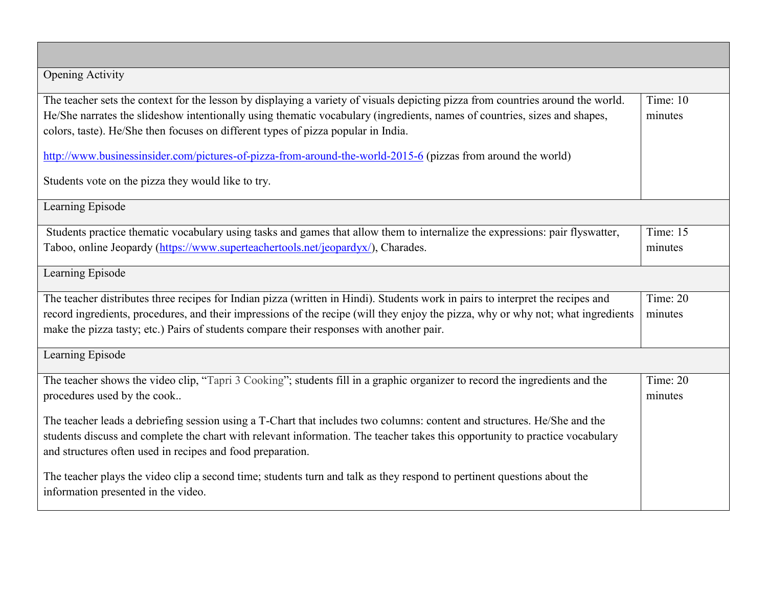| | |
|---|---|
| Opening Activity | |
| The teacher sets the context for the lesson by displaying a variety of visuals depicting pizza from countries around the world. He/She narrates the slideshow intentionally using thematic vocabulary (ingredients, names of countries, sizes and shapes, colors, taste). He/She then focuses on different types of pizza popular in India.<br><br>[http://www.businessinsider.com/pictures-of-pizza-from-around-the-world-2015-6](http://www.businessinsider.com/pictures-of-pizza-from-around-the-world-2015-6) (pizzas from around the world)<br><br>Students vote on the pizza they would like to try. | Time: 10 minutes |
| Learning Episode | |
| Students practice thematic vocabulary using tasks and games that allow them to internalize the expressions: pair flyswatter, Taboo, online Jeopardy ([https://www.superteachertools.net/jeopardyx/](https://www.superteachertools.net/jeopardyx/)), Charades. | Time: 15 minutes |
| Learning Episode | |
| The teacher distributes three recipes for Indian pizza (written in Hindi). Students work in pairs to interpret the recipes and record ingredients, procedures, and their impressions of the recipe (will they enjoy the pizza, why or why not; what ingredients make the pizza tasty; etc.) Pairs of students compare their responses with another pair. | Time: 20 minutes |
| Learning Episode | |
| The teacher shows the video clip, "Tapri 3 Cooking"; students fill in a graphic organizer to record the ingredients and the procedures used by the cook..<br><br>The teacher leads a debriefing session using a T-Chart that includes two columns: content and structures. He/She and the students discuss and complete the chart with relevant information. The teacher takes this opportunity to practice vocabulary and structures often used in recipes and food preparation.<br><br>The teacher plays the video clip a second time; students turn and talk as they respond to pertinent questions about the information presented in the video. | Time: 20 minutes |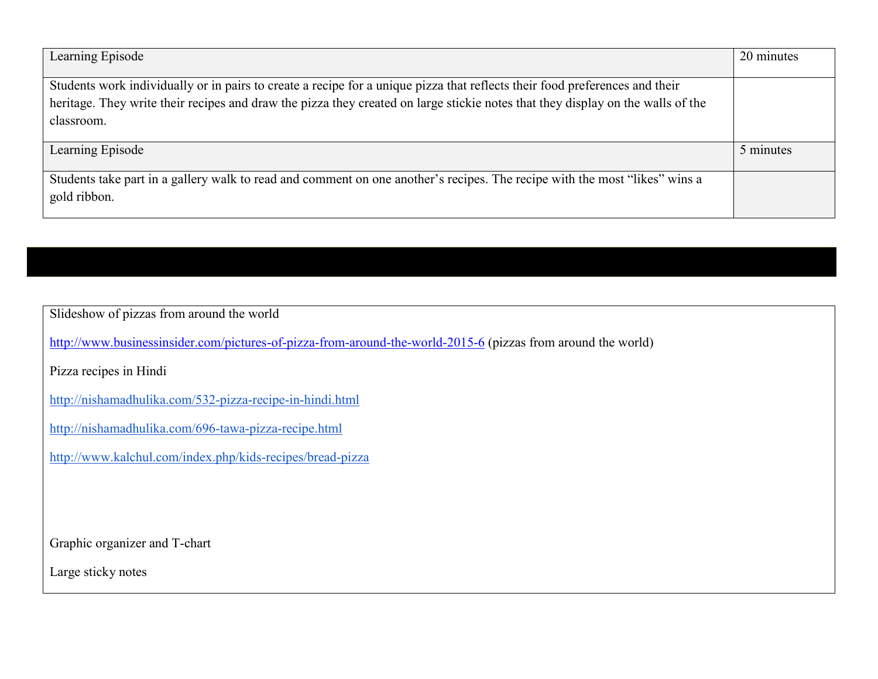| Learning Episode | 20 minutes |
| --- | --- |
| Students work individually or in pairs to create a recipe for a unique pizza that reflects their food preferences and their heritage. They write their recipes and draw the pizza they created on large stickie notes that they display on the walls of the classroom. | |
| Learning Episode | 5 minutes |
| Students take part in a gallery walk to read and comment on one another's recipes. The recipe with the most "likes" wins a gold ribbon. | |

Slideshow of pizzas from around the world

http://www.businessinsider.com/pictures-of-pizza-from-around-the-world-2015-6 (pizzas from around the world)

Pizza recipes in Hindi

http://nishamadhulika.com/532-pizza-recipe-in-hindi.html

http://nishamadhulika.com/696-tawa-pizza-recipe.html

http://www.kalchul.com/index.php/kids-recipes/bread-pizza

Graphic organizer and T-chart

Large sticky notes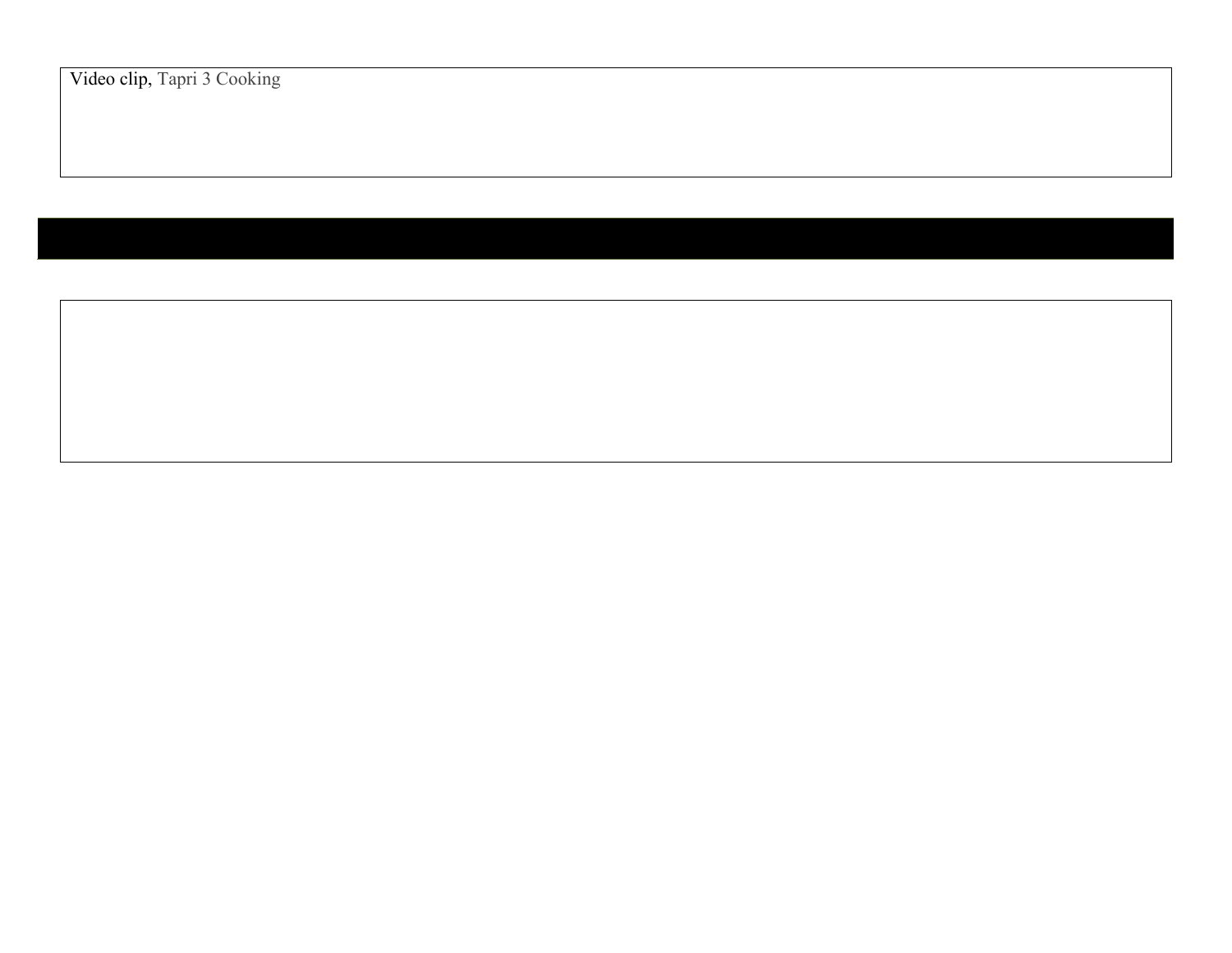Video clip, Tapri 3 Cooking